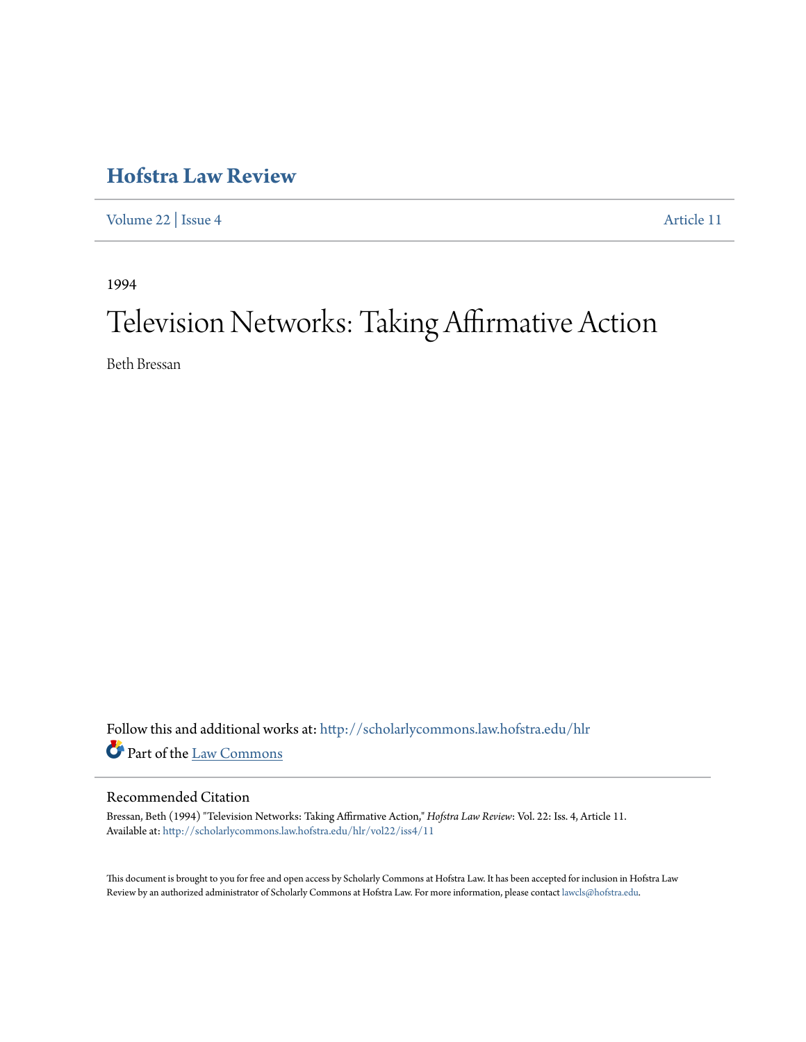# Hofstra Law Review

Volume 22 | Issue 4 Article 11

1994

# Television Networks: Taking Affirmative Action

Beth Bressan

Follow this and additional works at: http://scholarlycommons.law.hofstra.edu/hlr

Part of the Law Commons

## Recommended Citation

Bressan, Beth (1994) "Television Networks: Taking Affirmative Action," *Hofstra Law Review*: Vol. 22: Iss. 4, Article 11.
Available at: http://scholarlycommons.law.hofstra.edu/hlr/vol22/iss4/11

This document is brought to you for free and open access by Scholarly Commons at Hofstra Law. It has been accepted for inclusion in Hofstra Law Review by an authorized administrator of Scholarly Commons at Hofstra Law. For more information, please contact lawcls@hofstra.edu.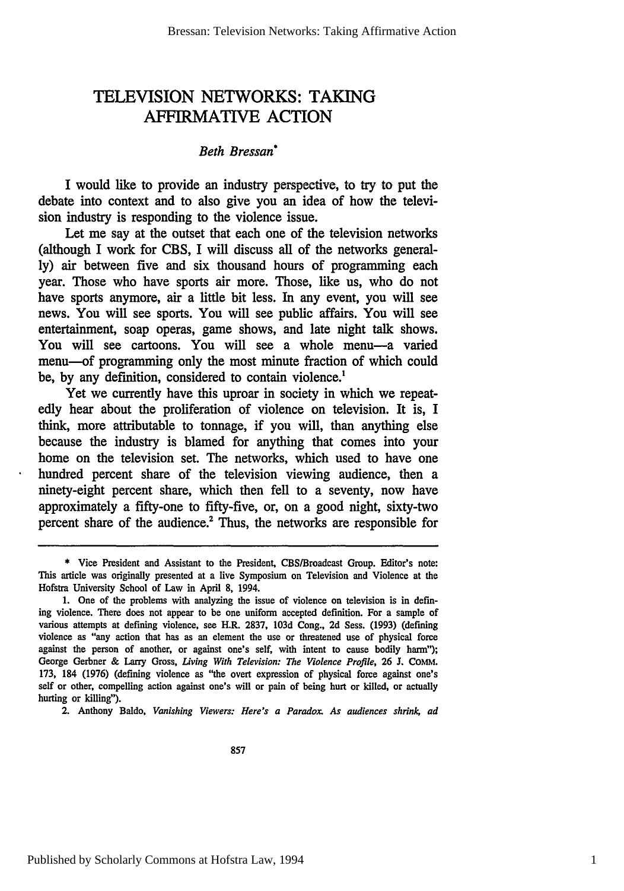# TELEVISION NETWORKS: TAKING AFFIRMATIVE ACTION

*Beth Bressan\**

I would like to provide an industry perspective, to try to put the debate into context and to also give you an idea of how the television industry is responding to the violence issue.

Let me say at the outset that each one of the television networks (although I work for CBS, I will discuss all of the networks generally) air between five and six thousand hours of programming each year. Those who have sports air more. Those, like us, who do not have sports anymore, air a little bit less. In any event, you will see news. You will see sports. You will see public affairs. You will see entertainment, soap operas, game shows, and late night talk shows. You will see cartoons. You will see a whole menu—a varied menu—of programming only the most minute fraction of which could be, by any definition, considered to contain violence.[1]

Yet we currently have this uproar in society in which we repeatedly hear about the proliferation of violence on television. It is, I think, more attributable to tonnage, if you will, than anything else because the industry is blamed for anything that comes into your home on the television set. The networks, which used to have one hundred percent share of the television viewing audience, then a ninety-eight percent share, which then fell to a seventy, now have approximately a fifty-one to fifty-five, or, on a good night, sixty-two percent share of the audience.[2] Thus, the networks are responsible for

---

\* Vice President and Assistant to the President, CBS/Broadcast Group. Editor's note: This article was originally presented at a live Symposium on Television and Violence at the Hofstra University School of Law in April 8, 1994.

1. One of the problems with analyzing the issue of violence on television is in defining violence. There does not appear to be one uniform accepted definition. For a sample of various attempts at defining violence, see H.R. 2837, 103d Cong., 2d Sess. (1993) (defining violence as "any action that has as an element the use or threatened use of physical force against the person of another, or against one's self, with intent to cause bodily harm"); George Gerbner & Larry Gross, *Living With Television: The Violence Profile*, 26 J. COMM. 173, 184 (1976) (defining violence as "the overt expression of physical force against one's self or other, compelling action against one's will or pain of being hurt or killed, or actually hurting or killing").

2. Anthony Baldo, *Vanishing Viewers: Here's a Paradox. As audiences shrink, ad*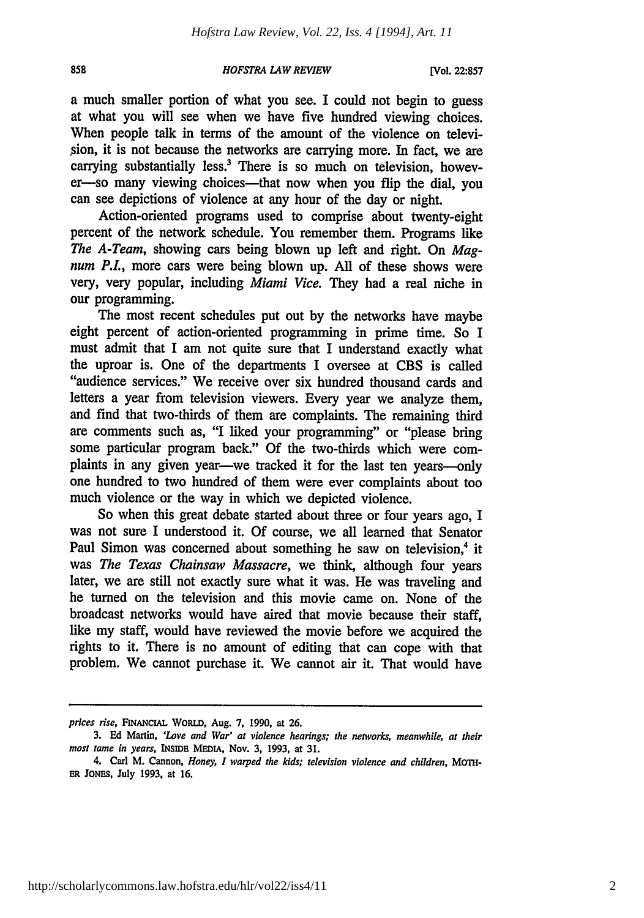a much smaller portion of what you see. I could not begin to guess at what you will see when we have five hundred viewing choices. When people talk in terms of the amount of the violence on television, it is not because the networks are carrying more. In fact, we are carrying substantially less.[3] There is so much on television, however—so many viewing choices—that now when you flip the dial, you can see depictions of violence at any hour of the day or night.

Action-oriented programs used to comprise about twenty-eight percent of the network schedule. You remember them. Programs like *The A-Team*, showing cars being blown up left and right. On *Magnum P.I.*, more cars were being blown up. All of these shows were very, very popular, including *Miami Vice*. They had a real niche in our programming.

The most recent schedules put out by the networks have maybe eight percent of action-oriented programming in prime time. So I must admit that I am not quite sure that I understand exactly what the uproar is. One of the departments I oversee at CBS is called "audience services." We receive over six hundred thousand cards and letters a year from television viewers. Every year we analyze them, and find that two-thirds of them are complaints. The remaining third are comments such as, "I liked your programming" or "please bring some particular program back." Of the two-thirds which were complaints in any given year—we tracked it for the last ten years—only one hundred to two hundred of them were ever complaints about too much violence or the way in which we depicted violence.

So when this great debate started about three or four years ago, I was not sure I understood it. Of course, we all learned that Senator Paul Simon was concerned about something he saw on television,[4] it was *The Texas Chainsaw Massacre*, we think, although four years later, we are still not exactly sure what it was. He was traveling and he turned on the television and this movie came on. None of the broadcast networks would have aired that movie because their staff, like my staff, would have reviewed the movie before we acquired the rights to it. There is no amount of editing that can cope with that problem. We cannot purchase it. We cannot air it. That would have

---

*prices rise*, FINANCIAL WORLD, Aug. 7, 1990, at 26.

3. Ed Martin, *'Love and War' at violence hearings; the networks, meanwhile, at their most tame in years*, INSIDE MEDIA, Nov. 3, 1993, at 31.

4. Carl M. Cannon, *Honey, I warped the kids; television violence and children*, MOTHER JONES, July 1993, at 16.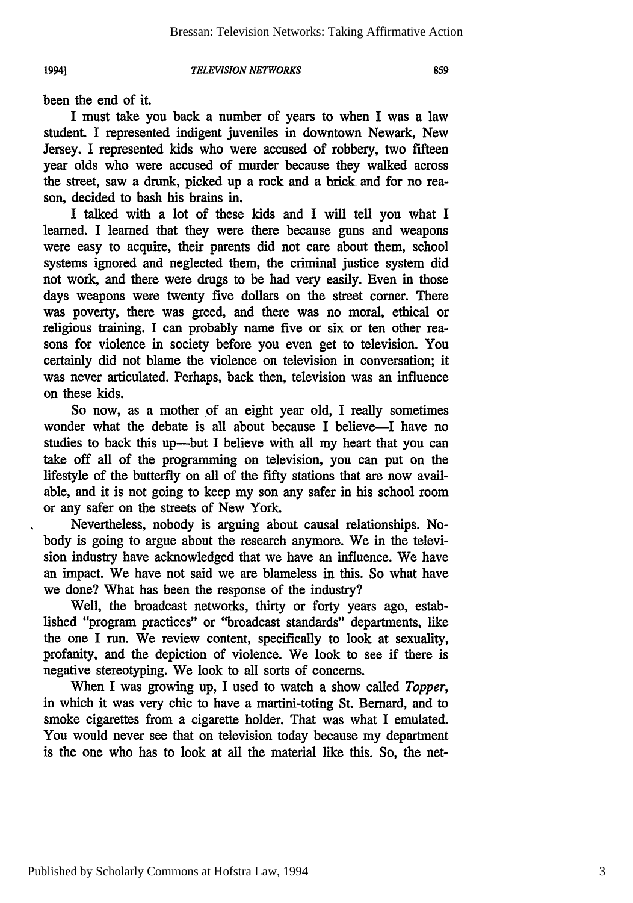been the end of it.

I must take you back a number of years to when I was a law student. I represented indigent juveniles in downtown Newark, New Jersey. I represented kids who were accused of robbery, two fifteen year olds who were accused of murder because they walked across the street, saw a drunk, picked up a rock and a brick and for no reason, decided to bash his brains in.

I talked with a lot of these kids and I will tell you what I learned. I learned that they were there because guns and weapons were easy to acquire, their parents did not care about them, school systems ignored and neglected them, the criminal justice system did not work, and there were drugs to be had very easily. Even in those days weapons were twenty five dollars on the street corner. There was poverty, there was greed, and there was no moral, ethical or religious training. I can probably name five or six or ten other reasons for violence in society before you even get to television. You certainly did not blame the violence on television in conversation; it was never articulated. Perhaps, back then, television was an influence on these kids.

So now, as a mother of an eight year old, I really sometimes wonder what the debate is all about because I believe—I have no studies to back this up—but I believe with all my heart that you can take off all of the programming on television, you can put on the lifestyle of the butterfly on all of the fifty stations that are now available, and it is not going to keep my son any safer in his school room or any safer on the streets of New York.

Nevertheless, nobody is arguing about causal relationships. Nobody is going to argue about the research anymore. We in the television industry have acknowledged that we have an influence. We have an impact. We have not said we are blameless in this. So what have we done? What has been the response of the industry?

Well, the broadcast networks, thirty or forty years ago, established "program practices" or "broadcast standards" departments, like the one I run. We review content, specifically to look at sexuality, profanity, and the depiction of violence. We look to see if there is negative stereotyping. We look to all sorts of concerns.

When I was growing up, I used to watch a show called *Topper*, in which it was very chic to have a martini-toting St. Bernard, and to smoke cigarettes from a cigarette holder. That was what I emulated. You would never see that on television today because my department is the one who has to look at all the material like this. So, the net-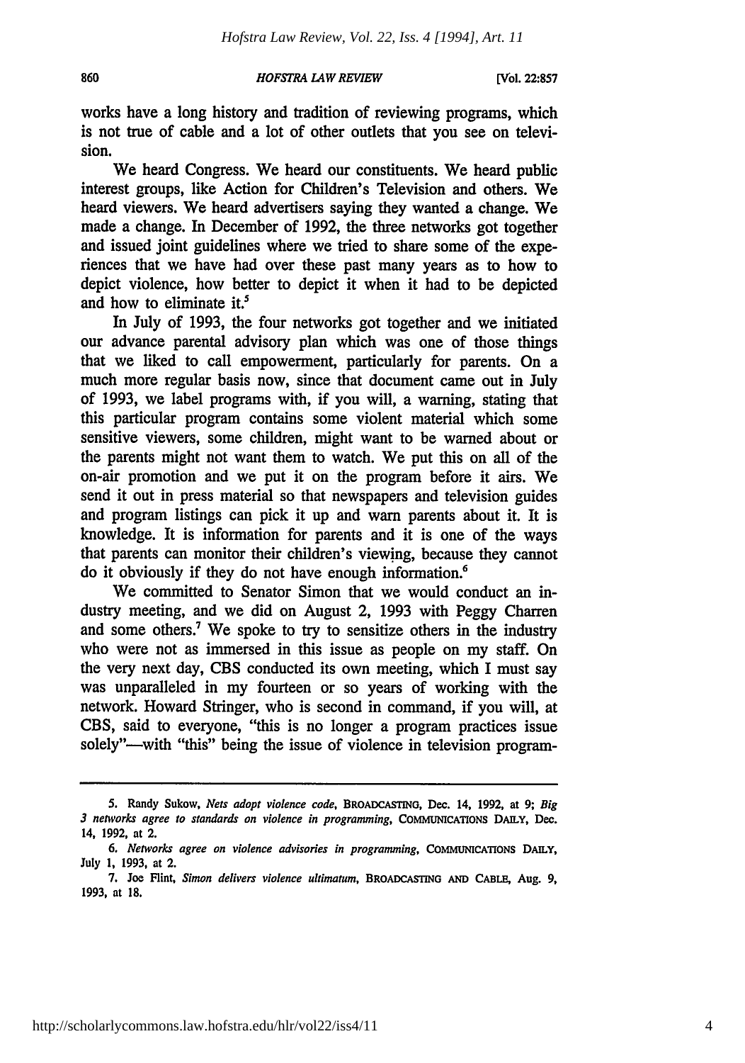works have a long history and tradition of reviewing programs, which is not true of cable and a lot of other outlets that you see on television.

We heard Congress. We heard our constituents. We heard public interest groups, like Action for Children's Television and others. We heard viewers. We heard advertisers saying they wanted a change. We made a change. In December of 1992, the three networks got together and issued joint guidelines where we tried to share some of the experiences that we have had over these past many years as to how to depict violence, how better to depict it when it had to be depicted and how to eliminate it.[5]

In July of 1993, the four networks got together and we initiated our advance parental advisory plan which was one of those things that we liked to call empowerment, particularly for parents. On a much more regular basis now, since that document came out in July of 1993, we label programs with, if you will, a warning, stating that this particular program contains some violent material which some sensitive viewers, some children, might want to be warned about or the parents might not want them to watch. We put this on all of the on-air promotion and we put it on the program before it airs. We send it out in press material so that newspapers and television guides and program listings can pick it up and warn parents about it. It is knowledge. It is information for parents and it is one of the ways that parents can monitor their children's viewing, because they cannot do it obviously if they do not have enough information.[6]

We committed to Senator Simon that we would conduct an industry meeting, and we did on August 2, 1993 with Peggy Charren and some others.[7] We spoke to try to sensitize others in the industry who were not as immersed in this issue as people on my staff. On the very next day, CBS conducted its own meeting, which I must say was unparalleled in my fourteen or so years of working with the network. Howard Stringer, who is second in command, if you will, at CBS, said to everyone, "this is no longer a program practices issue solely"—with "this" being the issue of violence in television program-

---

5. Randy Sukow, *Nets adopt violence code*, BROADCASTING, Dec. 14, 1992, at 9; *Big 3 networks agree to standards on violence in programming*, COMMUNICATIONS DAILY, Dec. 14, 1992, at 2.

6. *Networks agree on violence advisories in programming*, COMMUNICATIONS DAILY, July 1, 1993, at 2.

7. Joe Flint, *Simon delivers violence ultimatum*, BROADCASTING AND CABLE, Aug. 9, 1993, at 18.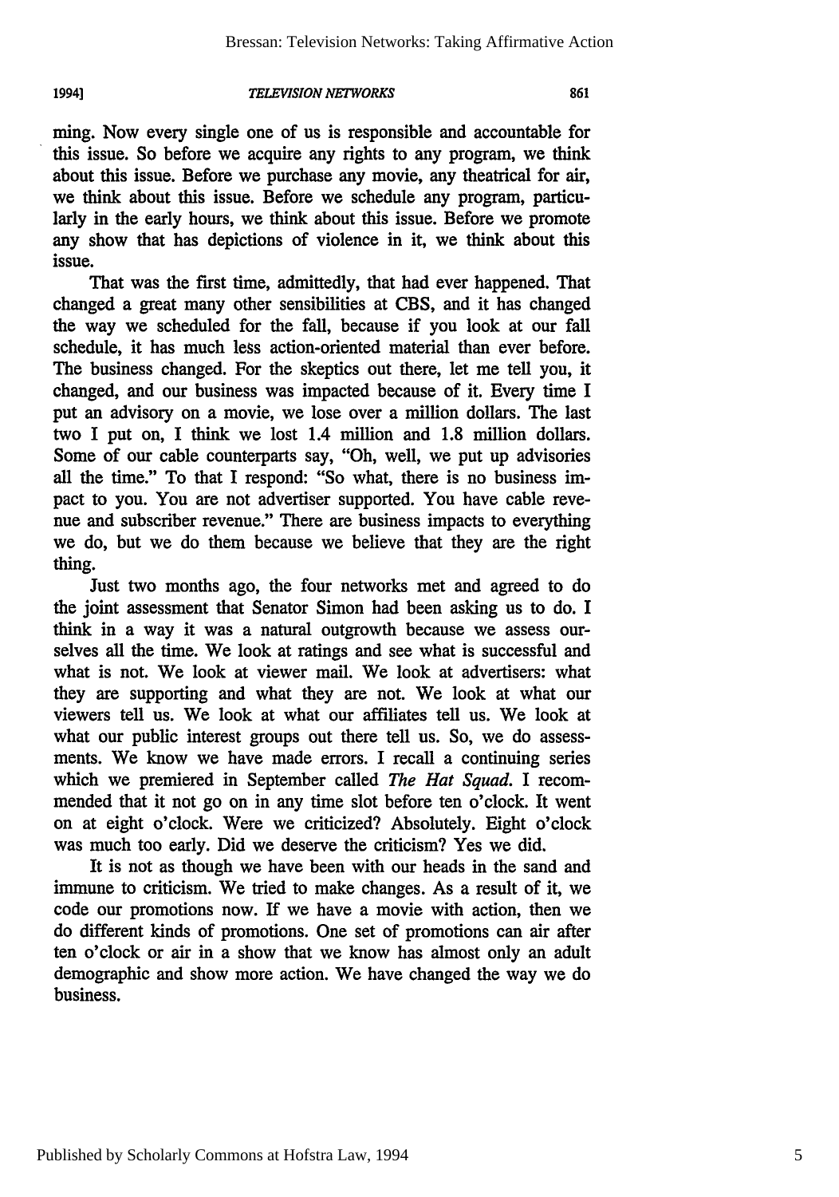ming. Now every single one of us is responsible and accountable for this issue. So before we acquire any rights to any program, we think about this issue. Before we purchase any movie, any theatrical for air, we think about this issue. Before we schedule any program, particularly in the early hours, we think about this issue. Before we promote any show that has depictions of violence in it, we think about this issue.

That was the first time, admittedly, that had ever happened. That changed a great many other sensibilities at CBS, and it has changed the way we scheduled for the fall, because if you look at our fall schedule, it has much less action-oriented material than ever before. The business changed. For the skeptics out there, let me tell you, it changed, and our business was impacted because of it. Every time I put an advisory on a movie, we lose over a million dollars. The last two I put on, I think we lost 1.4 million and 1.8 million dollars. Some of our cable counterparts say, "Oh, well, we put up advisories all the time." To that I respond: "So what, there is no business impact to you. You are not advertiser supported. You have cable revenue and subscriber revenue." There are business impacts to everything we do, but we do them because we believe that they are the right thing.

Just two months ago, the four networks met and agreed to do the joint assessment that Senator Simon had been asking us to do. I think in a way it was a natural outgrowth because we assess ourselves all the time. We look at ratings and see what is successful and what is not. We look at viewer mail. We look at advertisers: what they are supporting and what they are not. We look at what our viewers tell us. We look at what our affiliates tell us. We look at what our public interest groups out there tell us. So, we do assessments. We know we have made errors. I recall a continuing series which we premiered in September called *The Hat Squad*. I recommended that it not go on in any time slot before ten o'clock. It went on at eight o'clock. Were we criticized? Absolutely. Eight o'clock was much too early. Did we deserve the criticism? Yes we did.

It is not as though we have been with our heads in the sand and immune to criticism. We tried to make changes. As a result of it, we code our promotions now. If we have a movie with action, then we do different kinds of promotions. One set of promotions can air after ten o'clock or air in a show that we know has almost only an adult demographic and show more action. We have changed the way we do business.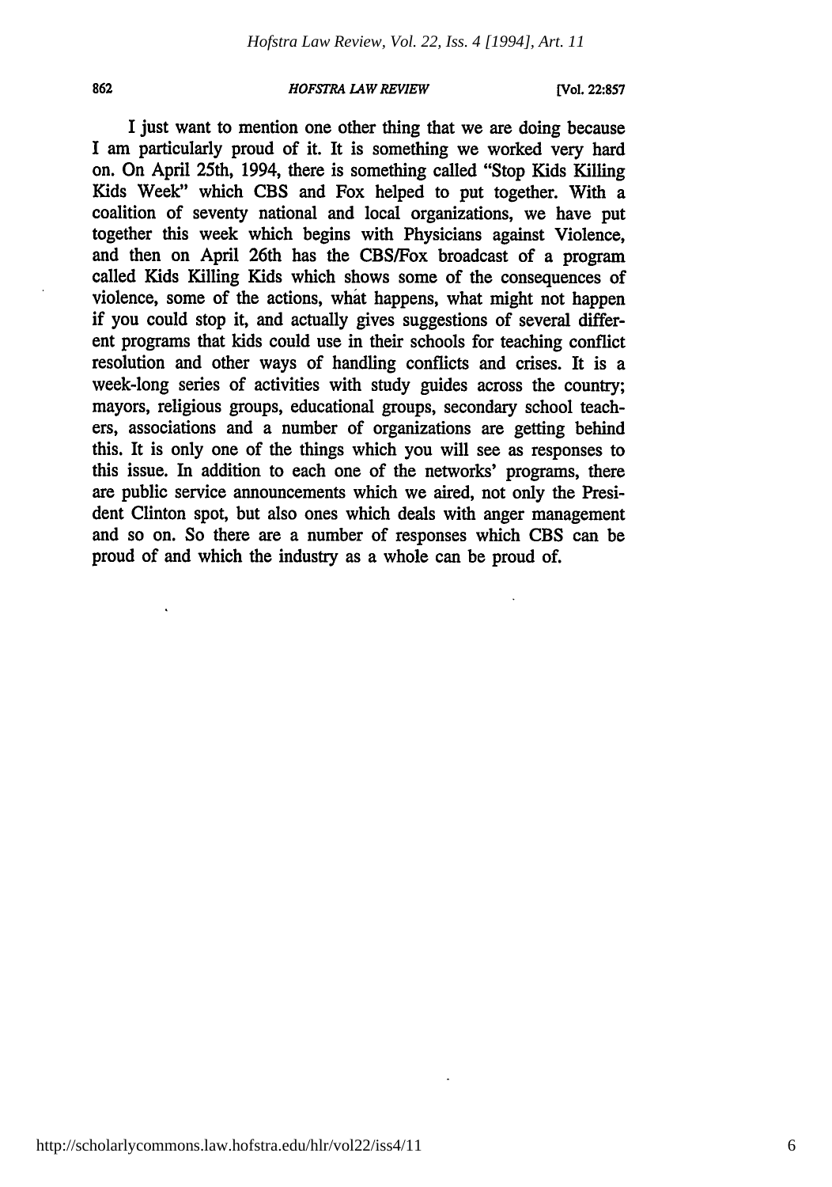I just want to mention one other thing that we are doing because I am particularly proud of it. It is something we worked very hard on. On April 25th, 1994, there is something called "Stop Kids Killing Kids Week" which CBS and Fox helped to put together. With a coalition of seventy national and local organizations, we have put together this week which begins with Physicians against Violence, and then on April 26th has the CBS/Fox broadcast of a program called Kids Killing Kids which shows some of the consequences of violence, some of the actions, what happens, what might not happen if you could stop it, and actually gives suggestions of several different programs that kids could use in their schools for teaching conflict resolution and other ways of handling conflicts and crises. It is a week-long series of activities with study guides across the country; mayors, religious groups, educational groups, secondary school teachers, associations and a number of organizations are getting behind this. It is only one of the things which you will see as responses to this issue. In addition to each one of the networks' programs, there are public service announcements which we aired, not only the President Clinton spot, but also ones which deals with anger management and so on. So there are a number of responses which CBS can be proud of and which the industry as a whole can be proud of.